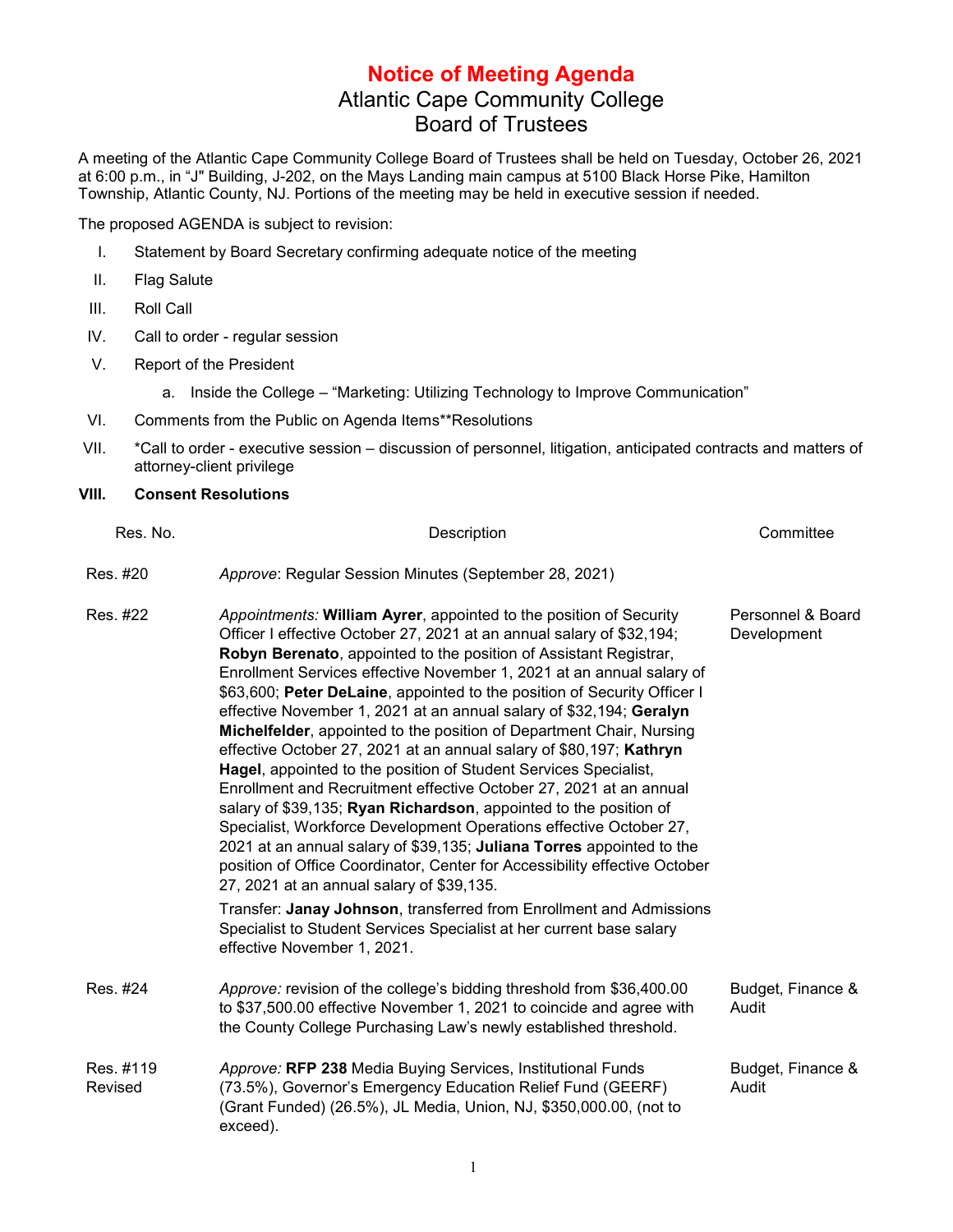# Notice of Meeting Agenda

## Atlantic Cape Community College
## Board of Trustees

A meeting of the Atlantic Cape Community College Board of Trustees shall be held on Tuesday, October 26, 2021 at 6:00 p.m., in "J" Building, J-202, on the Mays Landing main campus at 5100 Black Horse Pike, Hamilton Township, Atlantic County, NJ. Portions of the meeting may be held in executive session if needed.

The proposed AGENDA is subject to revision:

I. Statement by Board Secretary confirming adequate notice of the meeting

II. Flag Salute

III. Roll Call

IV. Call to order - regular session

V. Report of the President

   a. Inside the College – "Marketing: Utilizing Technology to Improve Communication"

VI. Comments from the Public on Agenda Items**Resolutions

VII. *Call to order - executive session – discussion of personnel, litigation, anticipated contracts and matters of attorney-client privilege

**VIII. Consent Resolutions**

| Res. No. | Description | Committee |
|---|---|---|
| Res. #20 | *Approve*: Regular Session Minutes (September 28, 2021) | |
| Res. #22 | *Appointments:* **William Ayrer**, appointed to the position of Security Officer I effective October 27, 2021 at an annual salary of $32,194; **Robyn Berenato**, appointed to the position of Assistant Registrar, Enrollment Services effective November 1, 2021 at an annual salary of $63,600; **Peter DeLaine**, appointed to the position of Security Officer I effective November 1, 2021 at an annual salary of $32,194; **Geralyn Michelfelder**, appointed to the position of Department Chair, Nursing effective October 27, 2021 at an annual salary of $80,197; **Kathryn Hagel**, appointed to the position of Student Services Specialist, Enrollment and Recruitment effective October 27, 2021 at an annual salary of $39,135; **Ryan Richardson**, appointed to the position of Specialist, Workforce Development Operations effective October 27, 2021 at an annual salary of $39,135; **Juliana Torres** appointed to the position of Office Coordinator, Center for Accessibility effective October 27, 2021 at an annual salary of $39,135.<br><br>Transfer: **Janay Johnson**, transferred from Enrollment and Admissions Specialist to Student Services Specialist at her current base salary effective November 1, 2021. | Personnel & Board Development |
| Res. #24 | *Approve:* revision of the college's bidding threshold from $36,400.00 to $37,500.00 effective November 1, 2021 to coincide and agree with the County College Purchasing Law's newly established threshold. | Budget, Finance & Audit |
| Res. #119 Revised | *Approve:* **RFP 238** Media Buying Services, Institutional Funds (73.5%), Governor's Emergency Education Relief Fund (GEERF) (Grant Funded) (26.5%), JL Media, Union, NJ, $350,000.00, (not to exceed). | Budget, Finance & Audit |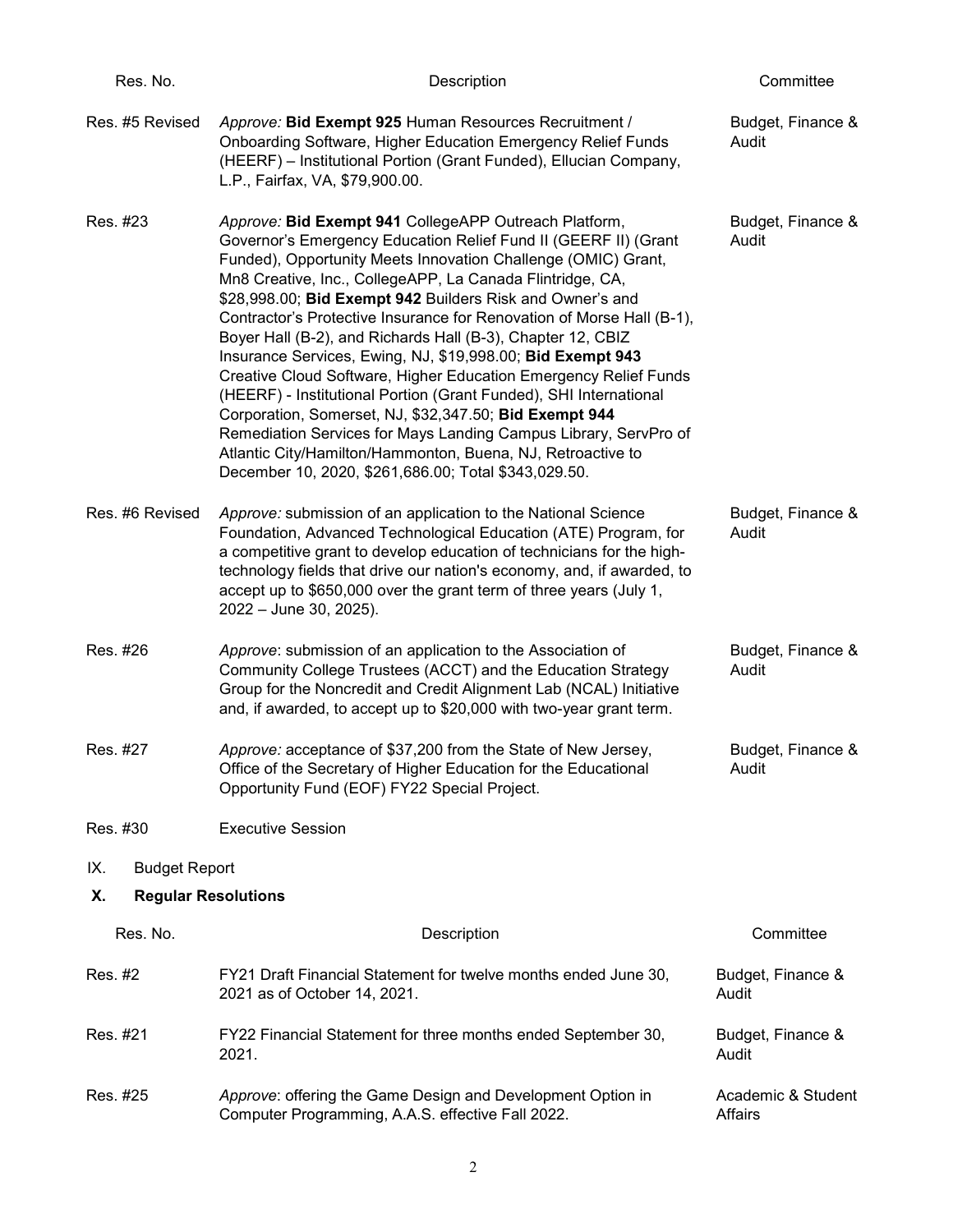| Res. No. | Description | Committee |
|---|---|---|
| Res. #5 Revised | *Approve:* **Bid Exempt 925** Human Resources Recruitment / Onboarding Software, Higher Education Emergency Relief Funds (HEERF) – Institutional Portion (Grant Funded), Ellucian Company, L.P., Fairfax, VA, $79,900.00. | Budget, Finance & Audit |
| Res. #23 | *Approve:* **Bid Exempt 941** CollegeAPP Outreach Platform, Governor's Emergency Education Relief Fund II (GEERF II) (Grant Funded), Opportunity Meets Innovation Challenge (OMIC) Grant, Mn8 Creative, Inc., CollegeAPP, La Canada Flintridge, CA, $28,998.00; **Bid Exempt 942** Builders Risk and Owner's and Contractor's Protective Insurance for Renovation of Morse Hall (B-1), Boyer Hall (B-2), and Richards Hall (B-3), Chapter 12, CBIZ Insurance Services, Ewing, NJ, $19,998.00; **Bid Exempt 943** Creative Cloud Software, Higher Education Emergency Relief Funds (HEERF) - Institutional Portion (Grant Funded), SHI International Corporation, Somerset, NJ, $32,347.50; **Bid Exempt 944** Remediation Services for Mays Landing Campus Library, ServPro of Atlantic City/Hamilton/Hammonton, Buena, NJ, Retroactive to December 10, 2020, $261,686.00; Total $343,029.50. | Budget, Finance & Audit |
| Res. #6 Revised | *Approve:* submission of an application to the National Science Foundation, Advanced Technological Education (ATE) Program, for a competitive grant to develop education of technicians for the high-technology fields that drive our nation's economy, and, if awarded, to accept up to $650,000 over the grant term of three years (July 1, 2022 – June 30, 2025). | Budget, Finance & Audit |
| Res. #26 | *Approve*: submission of an application to the Association of Community College Trustees (ACCT) and the Education Strategy Group for the Noncredit and Credit Alignment Lab (NCAL) Initiative and, if awarded, to accept up to $20,000 with two-year grant term. | Budget, Finance & Audit |
| Res. #27 | *Approve:* acceptance of $37,200 from the State of New Jersey, Office of the Secretary of Higher Education for the Educational Opportunity Fund (EOF) FY22 Special Project. | Budget, Finance & Audit |
| Res. #30 | Executive Session | |

IX. Budget Report

## X. Regular Resolutions

| Res. No. | Description | Committee |
|---|---|---|
| Res. #2 | FY21 Draft Financial Statement for twelve months ended June 30, 2021 as of October 14, 2021. | Budget, Finance & Audit |
| Res. #21 | FY22 Financial Statement for three months ended September 30, 2021. | Budget, Finance & Audit |
| Res. #25 | *Approve*: offering the Game Design and Development Option in Computer Programming, A.A.S. effective Fall 2022. | Academic & Student Affairs |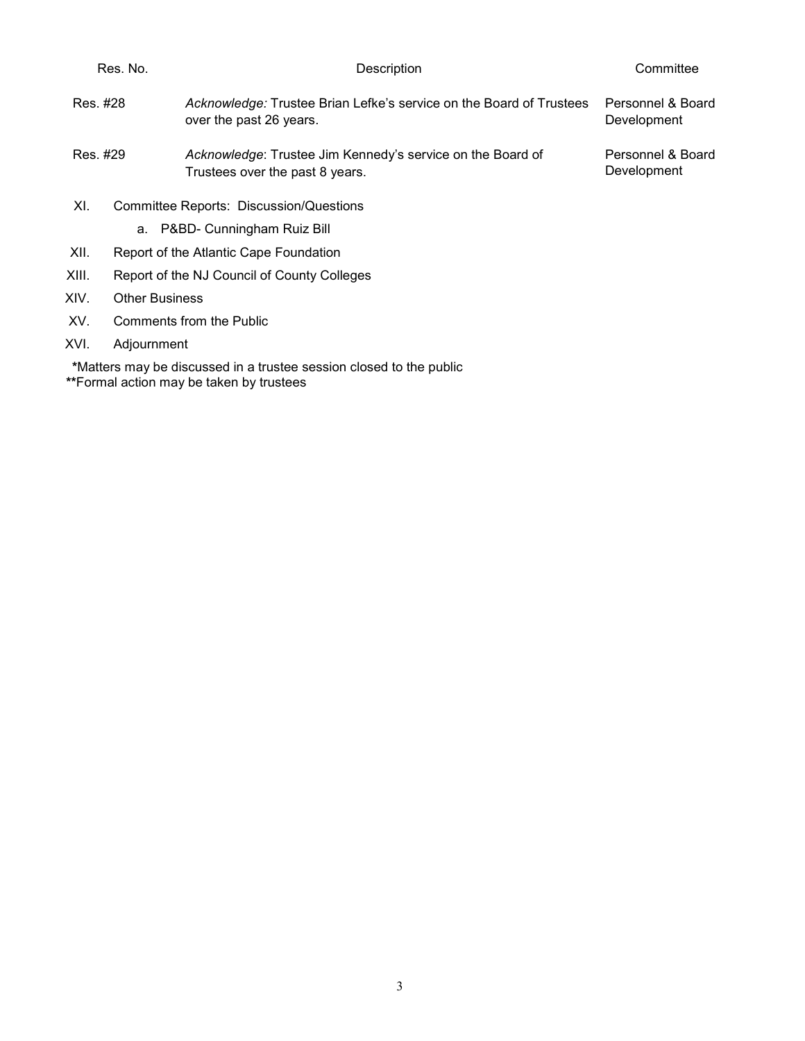| Res. No. | Description | Committee |
| --- | --- | --- |
| Res. #28 | *Acknowledge:* Trustee Brian Lefke's service on the Board of Trustees over the past 26 years. | Personnel & Board Development |
| Res. #29 | *Acknowledge*: Trustee Jim Kennedy's service on the Board of Trustees over the past 8 years. | Personnel & Board Development |

XI. Committee Reports: Discussion/Questions

a. P&BD- Cunningham Ruiz Bill

XII. Report of the Atlantic Cape Foundation

XIII. Report of the NJ Council of County Colleges

XIV. Other Business

XV. Comments from the Public

XVI. Adjournment

**\***Matters may be discussed in a trustee session closed to the public
**\*\***Formal action may be taken by trustees